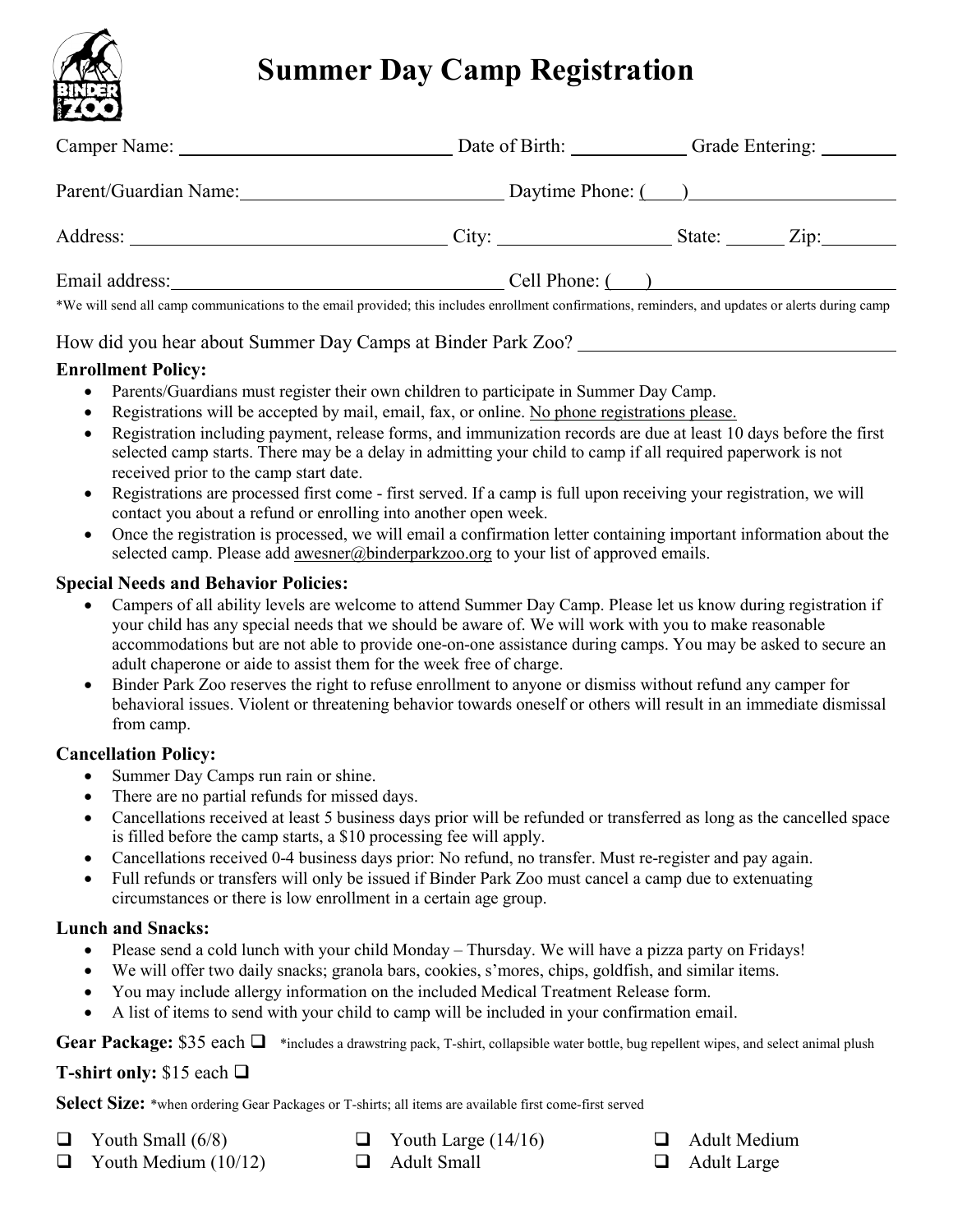# Summary Day Camp Registration

Camper Name: ____________________ Date of Birth: __________ Grade Entering: ________

Parent/Guardian Name: ____________________ Daytime Phone: (____) ____________________

Address: ____________________ City: ______________ State: ______ Zip: ________

Email address: ____________________ Cell Phone: (____) ____________________

*We will send all camp communications to the email provided; this includes enrollment confirmations, reminders, and updates or alerts during camp

How did you hear about Summer Day Camps at Binder Park Zoo? ____________________

**Enrollment Policy:**

- Parents/Guardians must register their own children to participate in Summer Day Camp.
- Registrations will be accepted by mail, email, fax, or online. No phone registrations please.
- Registration including payment, release forms, and immunization records are due at least 10 days before the first selected camp starts. There may be a delay in admitting your child to camp if all required paperwork is not received prior to the camp start date.
- Registrations are processed first come - first served. If a camp is full upon receiving your registration, we will contact you about a refund or enrolling into another open week.
- Once the registration is processed, we will email a confirmation letter containing important information about the selected camp. Please add awesner@binderparkzoo.org to your list of approved emails.

**Special Needs and Behavior Policies:**

- Campers of all ability levels are welcome to attend Summer Day Camp. Please let us know during registration if your child has any special needs that we should be aware of. We will work with you to make reasonable accommodations but are not able to provide one-on-one assistance during camps. You may be asked to secure an adult chaperone or aide to assist them for the week free of charge.
- Binder Park Zoo reserves the right to refuse enrollment to anyone or dismiss without refund any camper for behavioral issues. Violent or threatening behavior towards oneself or others will result in an immediate dismissal from camp.

**Cancellation Policy:**

- Summer Day Camps run rain or shine.
- There are no partial refunds for missed days.
- Cancellations received at least 5 business days prior will be refunded or transferred as long as the cancelled space is filled before the camp starts, a $10 processing fee will apply.
- Cancellations received 0-4 business days prior: No refund, no transfer. Must re-register and pay again.
- Full refunds or transfers will only be issued if Binder Park Zoo must cancel a camp due to extenuating circumstances or there is low enrollment in a certain age group.

**Lunch and Snacks:**

- Please send a cold lunch with your child Monday – Thursday. We will have a pizza party on Fridays!
- We will offer two daily snacks; granola bars, cookies, s'mores, chips, goldfish, and similar items.
- You may include allergy information on the included Medical Treatment Release form.
- A list of items to send with your child to camp will be included in your confirmation email.

**Gear Package:** $35 each ☐ *includes a drawstring pack, T-shirt, collapsible water bottle, bug repellent wipes, and select animal plush

**T-shirt only:** $15 each ☐

**Select Size:** *when ordering Gear Packages or T-shirts; all items are available first come-first served

- ☐ Youth Small (6/8)
- ☐ Youth Medium (10/12)
- ☐ Youth Large (14/16)
- ☐ Adult Small
- ☐ Adult Medium
- ☐ Adult Large

# Summer Day Camp Registration

Camper Name: ____________________ Date of Birth: __________ Grade Entering: ________

Parent/Guardian Name: ____________________ Daytime Phone: (____) ____________________

Address: ____________________ City: ______________ State: ______ Zip: ________

Email address: ____________________ Cell Phone: (____) ____________________

*We will send all camp communications to the email provided; this includes enrollment confirmations, reminders, and updates or alerts during camp

How did you hear about Summer Day Camps at Binder Park Zoo? ____________________

**Enrollment Policy:**

- Parents/Guardians must register their own children to participate in Summer Day Camp.
- Registrations will be accepted by mail, email, fax, or online. No phone registrations please.
- Registration including payment, release forms, and immunization records are due at least 10 days before the first selected camp starts. There may be a delay in admitting your child to camp if all required paperwork is not received prior to the camp start date.
- Registrations are processed first come - first served. If a camp is full upon receiving your registration, we will contact you about a refund or enrolling into another open week.
- Once the registration is processed, we will email a confirmation letter containing important information about the selected camp. Please add awesner@binderparkzoo.org to your list of approved emails.

**Special Needs and Behavior Policies:**

- Campers of all ability levels are welcome to attend Summer Day Camp. Please let us know during registration if your child has any special needs that we should be aware of. We will work with you to make reasonable accommodations but are not able to provide one-on-one assistance during camps. You may be asked to secure an adult chaperone or aide to assist them for the week free of charge.
- Binder Park Zoo reserves the right to refuse enrollment to anyone or dismiss without refund any camper for behavioral issues. Violent or threatening behavior towards oneself or others will result in an immediate dismissal from camp.

**Cancellation Policy:**

- Summer Day Camps run rain or shine.
- There are no partial refunds for missed days.
- Cancellations received at least 5 business days prior will be refunded or transferred as long as the cancelled space is filled before the camp starts, a $10 processing fee will apply.
- Cancellations received 0-4 business days prior: No refund, no transfer. Must re-register and pay again.
- Full refunds or transfers will only be issued if Binder Park Zoo must cancel a camp due to extenuating circumstances or there is low enrollment in a certain age group.

**Lunch and Snacks:**

- Please send a cold lunch with your child Monday – Thursday. We will have a pizza party on Fridays!
- We will offer two daily snacks; granola bars, cookies, s'mores, chips, goldfish, and similar items.
- You may include allergy information on the included Medical Treatment Release form.
- A list of items to send with your child to camp will be included in your confirmation email.

**Gear Package:** $35 each ☐ *includes a drawstring pack, T-shirt, collapsible water bottle, bug repellent wipes, and select animal plush

**T-shirt only:** $15 each ☐

**Select Size:** *when ordering Gear Packages or T-shirts; all items are available first come-first served

- ☐ Youth Small (6/8)
- ☐ Youth Medium (10/12)
- ☐ Youth Large (14/16)
- ☐ Adult Small
- ☐ Adult Medium
- ☐ Adult Large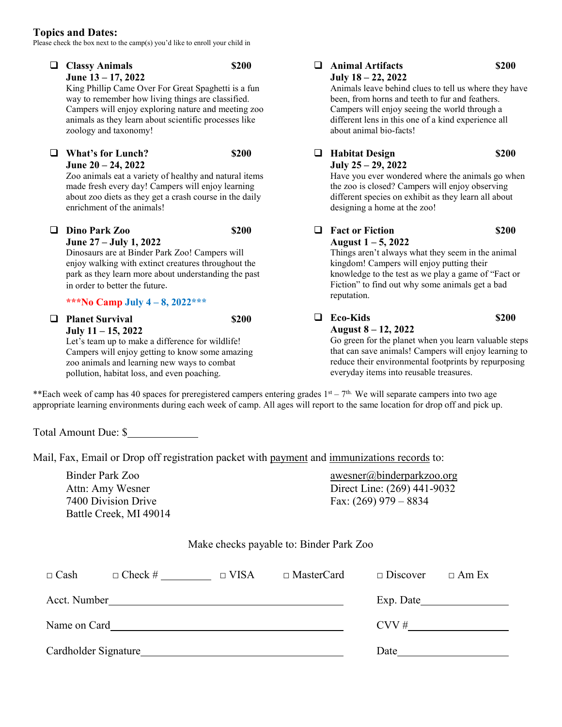**Topics and Dates:**

Please check the box next to the camp(s) you'd like to enroll your child in

- ❑ **Classy Animals** **$200**
  **June 13 – 17, 2022**
  King Phillip Came Over For Great Spaghetti is a fun way to remember how living things are classified. Campers will enjoy exploring nature and meeting zoo animals as they learn about scientific processes like zoology and taxonomy!

- ❑ **What's for Lunch?** **$200**
  **June 20 – 24, 2022**
  Zoo animals eat a variety of healthy and natural items made fresh every day! Campers will enjoy learning about zoo diets as they get a crash course in the daily enrichment of the animals!

- ❑ **Dino Park Zoo** **$200**
  **June 27 – July 1, 2022**
  Dinosaurs are at Binder Park Zoo! Campers will enjoy walking with extinct creatures throughout the park as they learn more about understanding the past in order to better the future.

**\*\*\*No Camp July 4 – 8, 2022\*\*\***

- ❑ **Planet Survival** **$200**
  **July 11 – 15, 2022**
  Let's team up to make a difference for wildlife! Campers will enjoy getting to know some amazing zoo animals and learning new ways to combat pollution, habitat loss, and even poaching.

- ❑ **Animal Artifacts** **$200**
  **July 18 – 22, 2022**
  Animals leave behind clues to tell us where they have been, from horns and teeth to fur and feathers. Campers will enjoy seeing the world through a different lens in this one of a kind experience all about animal bio-facts!

- ❑ **Habitat Design** **$200**
  **July 25 – 29, 2022**
  Have you ever wondered where the animals go when the zoo is closed? Campers will enjoy observing different species on exhibit as they learn all about designing a home at the zoo!

- ❑ **Fact or Fiction** **$200**
  **August 1 – 5, 2022**
  Things aren't always what they seem in the animal kingdom! Campers will enjoy putting their knowledge to the test as we play a game of "Fact or Fiction" to find out why some animals get a bad reputation.

- ❑ **Eco-Kids** **$200**
  **August 8 – 12, 2022**
  Go green for the planet when you learn valuable steps that can save animals! Campers will enjoy learning to reduce their environmental footprints by repurposing everyday items into reusable treasures.

\*\*Each week of camp has 40 spaces for preregistered campers entering grades 1st – 7th. We will separate campers into two age appropriate learning environments during each week of camp. All ages will report to the same location for drop off and pick up.

Total Amount Due: $____________

Mail, Fax, Email or Drop off registration packet with payment and immunizations records to:

Binder Park Zoo
Attn: Amy Wesner
7400 Division Drive
Battle Creek, MI 49014

awesner@binderparkzoo.org
Direct Line: (269) 441-9032
Fax: (269) 979 – 8834

Make checks payable to: Binder Park Zoo

□ Cash  □ Check # _________  □ VISA  □ MasterCard  □ Discover  □ Am Ex

Acct. Number______________________________________  Exp. Date_______________

Name on Card______________________________________  CVV #_______________

Cardholder Signature________________________________  Date_______________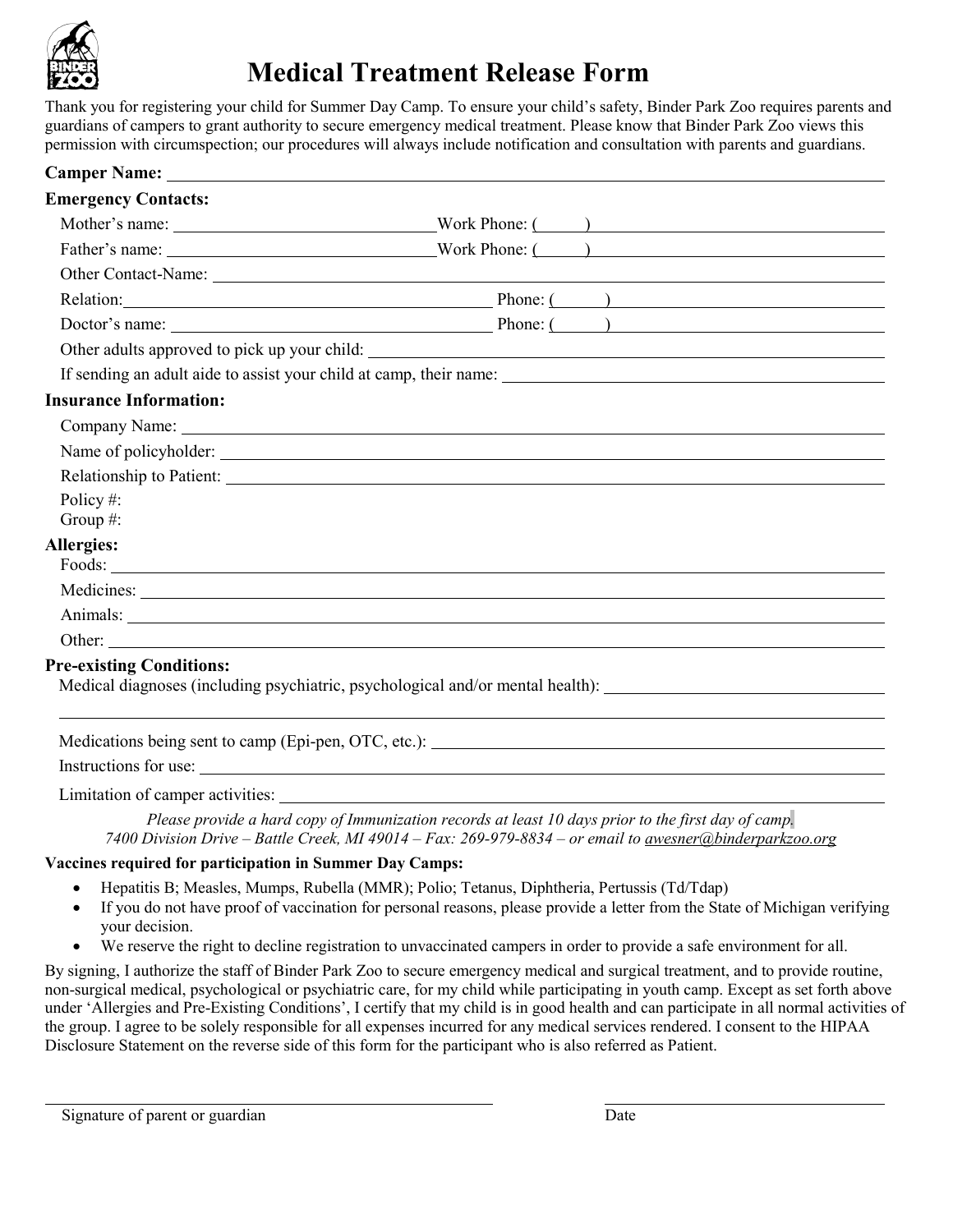# Medical Treatment Release Form

Thank you for registering your child for Summer Day Camp. To ensure your child's safety, Binder Park Zoo requires parents and guardians of campers to grant authority to secure emergency medical treatment. Please know that Binder Park Zoo views this permission with circumspection; our procedures will always include notification and consultation with parents and guardians.

**Camper Name:** ______________________________

**Emergency Contacts:**

Mother's name: ______________________ Work Phone: (     ) ______________________

Father's name: ______________________ Work Phone: (     ) ______________________

Other Contact-Name: ______________________________

Relation: ______________________ Phone: (     ) ______________________

Doctor's name: ______________________ Phone: (     ) ______________________

Other adults approved to pick up your child: ______________________________

If sending an adult aide to assist your child at camp, their name: ______________________________

**Insurance Information:**

Company Name: ______________________________

Name of policyholder: ______________________________

Relationship to Patient: ______________________________

Policy #:

Group #:

**Allergies:**

Foods: ______________________________

Medicines: ______________________________

Animals: ______________________________

Other: ______________________________

**Pre-existing Conditions:**

Medical diagnoses (including psychiatric, psychological and/or mental health): ______________________________

______________________________

Medications being sent to camp (Epi-pen, OTC, etc.): ______________________________

Instructions for use: ______________________________

Limitation of camper activities: ______________________________

*Please provide a hard copy of Immunization records at least 10 days prior to the first day of camp.*
*7400 Division Drive – Battle Creek, MI 49014 – Fax: 269-979-8834 – or email to awesner@binderparkzoo.org*

**Vaccines required for participation in Summer Day Camps:**

- Hepatitis B; Measles, Mumps, Rubella (MMR); Polio; Tetanus, Diphtheria, Pertussis (Td/Tdap)
- If you do not have proof of vaccination for personal reasons, please provide a letter from the State of Michigan verifying your decision.
- We reserve the right to decline registration to unvaccinated campers in order to provide a safe environment for all.

By signing, I authorize the staff of Binder Park Zoo to secure emergency medical and surgical treatment, and to provide routine, non-surgical medical, psychological or psychiatric care, for my child while participating in youth camp. Except as set forth above under 'Allergies and Pre-Existing Conditions', I certify that my child is in good health and can participate in all normal activities of the group. I agree to be solely responsible for all expenses incurred for any medical services rendered. I consent to the HIPAA Disclosure Statement on the reverse side of this form for the participant who is also referred as Patient.

______________________________ ______________________________

Signature of parent or guardian                                        Date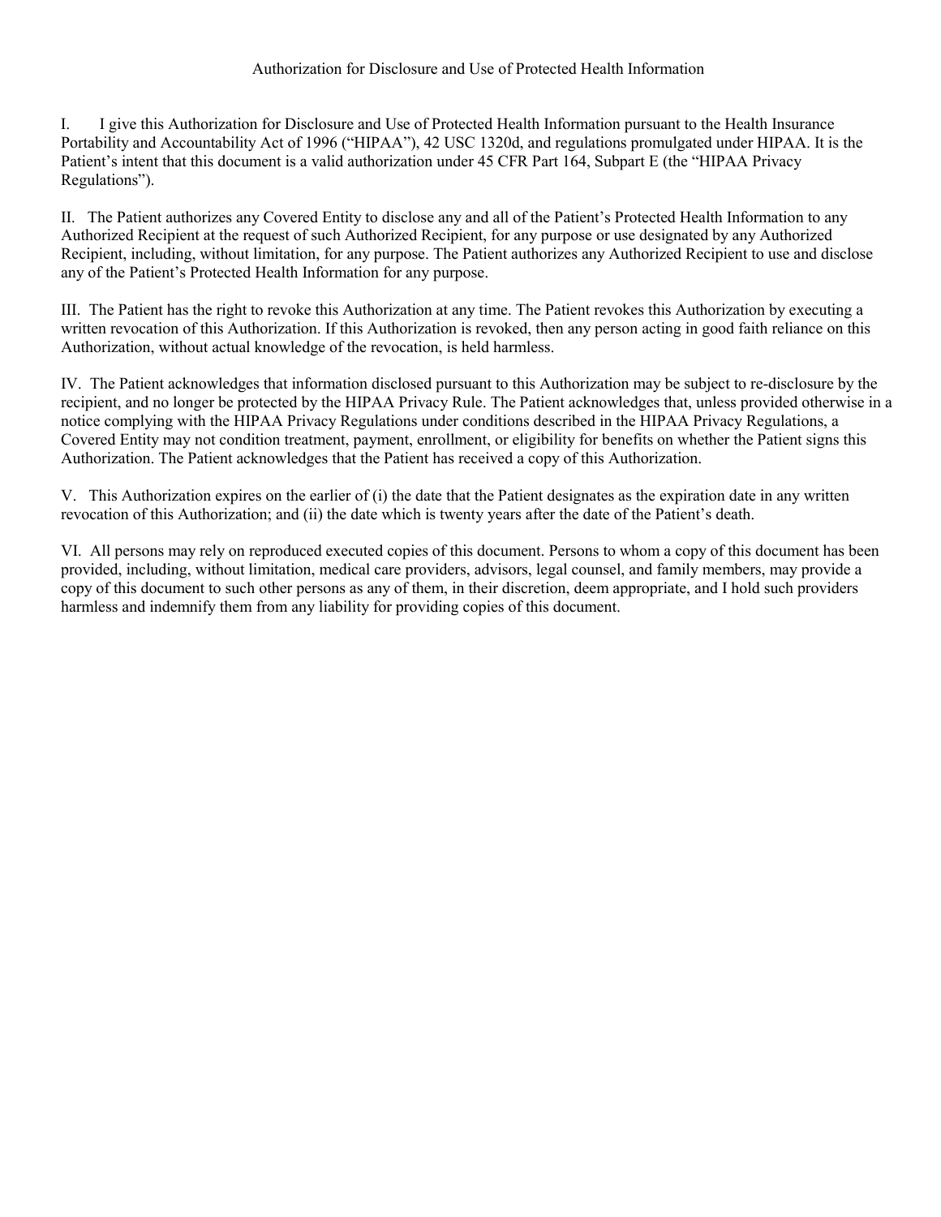# Authorization for Disclosure and Use of Protected Health Information

I. I give this Authorization for Disclosure and Use of Protected Health Information pursuant to the Health Insurance Portability and Accountability Act of 1996 ("HIPAA"), 42 USC 1320d, and regulations promulgated under HIPAA. It is the Patient's intent that this document is a valid authorization under 45 CFR Part 164, Subpart E (the "HIPAA Privacy Regulations").

II. The Patient authorizes any Covered Entity to disclose any and all of the Patient's Protected Health Information to any Authorized Recipient at the request of such Authorized Recipient, for any purpose or use designated by any Authorized Recipient, including, without limitation, for any purpose. The Patient authorizes any Authorized Recipient to use and disclose any of the Patient's Protected Health Information for any purpose.

III. The Patient has the right to revoke this Authorization at any time. The Patient revokes this Authorization by executing a written revocation of this Authorization. If this Authorization is revoked, then any person acting in good faith reliance on this Authorization, without actual knowledge of the revocation, is held harmless.

IV. The Patient acknowledges that information disclosed pursuant to this Authorization may be subject to re-disclosure by the recipient, and no longer be protected by the HIPAA Privacy Rule. The Patient acknowledges that, unless provided otherwise in a notice complying with the HIPAA Privacy Regulations under conditions described in the HIPAA Privacy Regulations, a Covered Entity may not condition treatment, payment, enrollment, or eligibility for benefits on whether the Patient signs this Authorization. The Patient acknowledges that the Patient has received a copy of this Authorization.

V. This Authorization expires on the earlier of (i) the date that the Patient designates as the expiration date in any written revocation of this Authorization; and (ii) the date which is twenty years after the date of the Patient's death.

VI. All persons may rely on reproduced executed copies of this document. Persons to whom a copy of this document has been provided, including, without limitation, medical care providers, advisors, legal counsel, and family members, may provide a copy of this document to such other persons as any of them, in their discretion, deem appropriate, and I hold such providers harmless and indemnify them from any liability for providing copies of this document.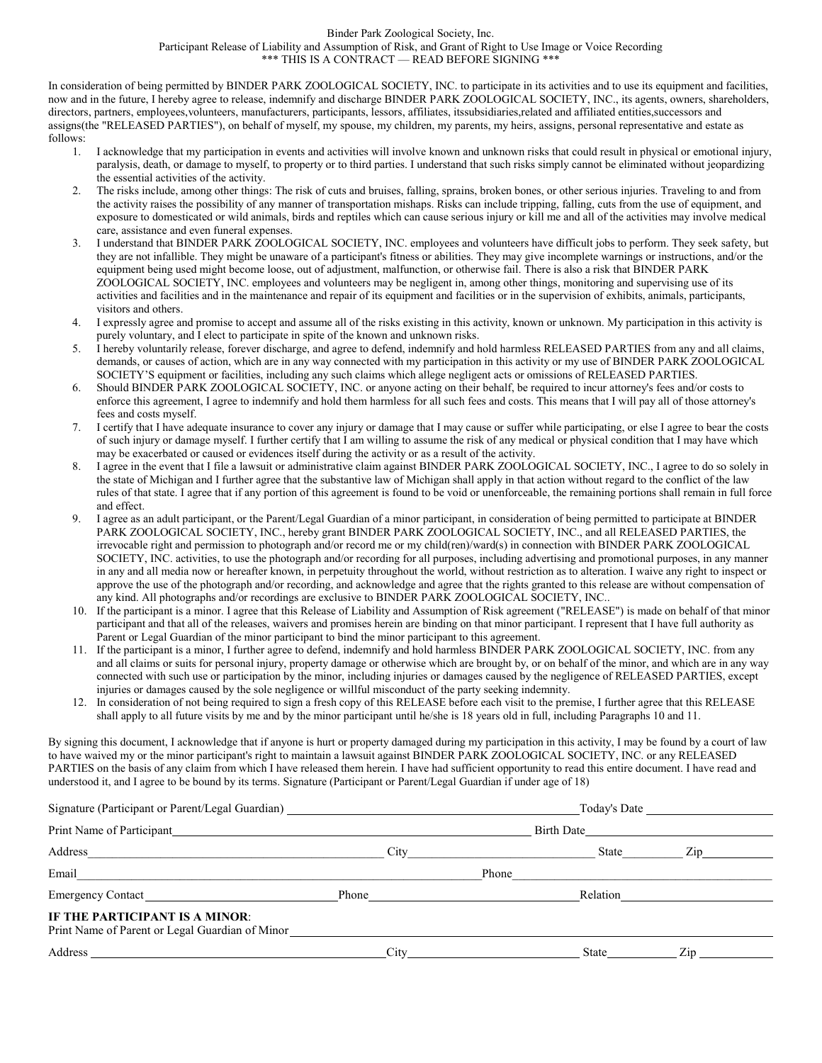Binder Park Zoological Society, Inc.
Participant Release of Liability and Assumption of Risk, and Grant of Right to Use Image or Voice Recording
*** THIS IS A CONTRACT — READ BEFORE SIGNING ***

In consideration of being permitted by BINDER PARK ZOOLOGICAL SOCIETY, INC. to participate in its activities and to use its equipment and facilities, now and in the future, I hereby agree to release, indemnify and discharge BINDER PARK ZOOLOGICAL SOCIETY, INC., its agents, owners, shareholders, directors, partners, employees,volunteers, manufacturers, participants, lessors, affiliates, itssubsidiaries,related and affiliated entities,successors and assigns(the "RELEASED PARTIES"), on behalf of myself, my spouse, my children, my parents, my heirs, assigns, personal representative and estate as follows:

1. I acknowledge that my participation in events and activities will involve known and unknown risks that could result in physical or emotional injury, paralysis, death, or damage to myself, to property or to third parties. I understand that such risks simply cannot be eliminated without jeopardizing the essential activities of the activity.
2. The risks include, among other things: The risk of cuts and bruises, falling, sprains, broken bones, or other serious injuries. Traveling to and from the activity raises the possibility of any manner of transportation mishaps. Risks can include tripping, falling, cuts from the use of equipment, and exposure to domesticated or wild animals, birds and reptiles which can cause serious injury or kill me and all of the activities may involve medical care, assistance and even funeral expenses.
3. I understand that BINDER PARK ZOOLOGICAL SOCIETY, INC. employees and volunteers have difficult jobs to perform. They seek safety, but they are not infallible. They might be unaware of a participant's fitness or abilities. They may give incomplete warnings or instructions, and/or the equipment being used might become loose, out of adjustment, malfunction, or otherwise fail. There is also a risk that BINDER PARK ZOOLOGICAL SOCIETY, INC. employees and volunteers may be negligent in, among other things, monitoring and supervising use of its activities and facilities and in the maintenance and repair of its equipment and facilities or in the supervision of exhibits, animals, participants, visitors and others.
4. I expressly agree and promise to accept and assume all of the risks existing in this activity, known or unknown. My participation in this activity is purely voluntary, and I elect to participate in spite of the known and unknown risks.
5. I hereby voluntarily release, forever discharge, and agree to defend, indemnify and hold harmless RELEASED PARTIES from any and all claims, demands, or causes of action, which are in any way connected with my participation in this activity or my use of BINDER PARK ZOOLOGICAL SOCIETY'S equipment or facilities, including any such claims which allege negligent acts or omissions of RELEASED PARTIES.
6. Should BINDER PARK ZOOLOGICAL SOCIETY, INC. or anyone acting on their behalf, be required to incur attorney's fees and/or costs to enforce this agreement, I agree to indemnify and hold them harmless for all such fees and costs. This means that I will pay all of those attorney's fees and costs myself.
7. I certify that I have adequate insurance to cover any injury or damage that I may cause or suffer while participating, or else I agree to bear the costs of such injury or damage myself. I further certify that I am willing to assume the risk of any medical or physical condition that I may have which may be exacerbated or caused or evidences itself during the activity or as a result of the activity.
8. I agree in the event that I file a lawsuit or administrative claim against BINDER PARK ZOOLOGICAL SOCIETY, INC., I agree to do so solely in the state of Michigan and I further agree that the substantive law of Michigan shall apply in that action without regard to the conflict of the law rules of that state. I agree that if any portion of this agreement is found to be void or unenforceable, the remaining portions shall remain in full force and effect.
9. I agree as an adult participant, or the Parent/Legal Guardian of a minor participant, in consideration of being permitted to participate at BINDER PARK ZOOLOGICAL SOCIETY, INC., hereby grant BINDER PARK ZOOLOGICAL SOCIETY, INC., and all RELEASED PARTIES, the irrevocable right and permission to photograph and/or record me or my child(ren)/ward(s) in connection with BINDER PARK ZOOLOGICAL SOCIETY, INC. activities, to use the photograph and/or recording for all purposes, including advertising and promotional purposes, in any manner in any and all media now or hereafter known, in perpetuity throughout the world, without restriction as to alteration. I waive any right to inspect or approve the use of the photograph and/or recording, and acknowledge and agree that the rights granted to this release are without compensation of any kind. All photographs and/or recordings are exclusive to BINDER PARK ZOOLOGICAL SOCIETY, INC..
10. If the participant is a minor. I agree that this Release of Liability and Assumption of Risk agreement ("RELEASE") is made on behalf of that minor participant and that all of the releases, waivers and promises herein are binding on that minor participant. I represent that I have full authority as Parent or Legal Guardian of the minor participant to bind the minor participant to this agreement.
11. If the participant is a minor, I further agree to defend, indemnify and hold harmless BINDER PARK ZOOLOGICAL SOCIETY, INC. from any and all claims or suits for personal injury, property damage or otherwise which are brought by, or on behalf of the minor, and which are in any way connected with such use or participation by the minor, including injuries or damages caused by the negligence of RELEASED PARTIES, except injuries or damages caused by the sole negligence or willful misconduct of the party seeking indemnity.
12. In consideration of not being required to sign a fresh copy of this RELEASE before each visit to the premise, I further agree that this RELEASE shall apply to all future visits by me and by the minor participant until he/she is 18 years old in full, including Paragraphs 10 and 11.

By signing this document, I acknowledge that if anyone is hurt or property damaged during my participation in this activity, I may be found by a court of law to have waived my or the minor participant's right to maintain a lawsuit against BINDER PARK ZOOLOGICAL SOCIETY, INC. or any RELEASED PARTIES on the basis of any claim from which I have released them herein. I have had sufficient opportunity to read this entire document. I have read and understood it, and I agree to be bound by its terms. Signature (Participant or Parent/Legal Guardian if under age of 18)

Signature (Participant or Parent/Legal Guardian) ______________________ Today's Date ____________

Print Name of Participant ______________________ Birth Date ____________

Address ______________________ City ____________ State ________ Zip ________

Email ______________________ Phone ____________

Emergency Contact ____________ Phone ____________ Relation ____________

**IF THE PARTICIPANT IS A MINOR**:
Print Name of Parent or Legal Guardian of Minor ______________________

Address ______________________ City ____________ State ________ Zip ________